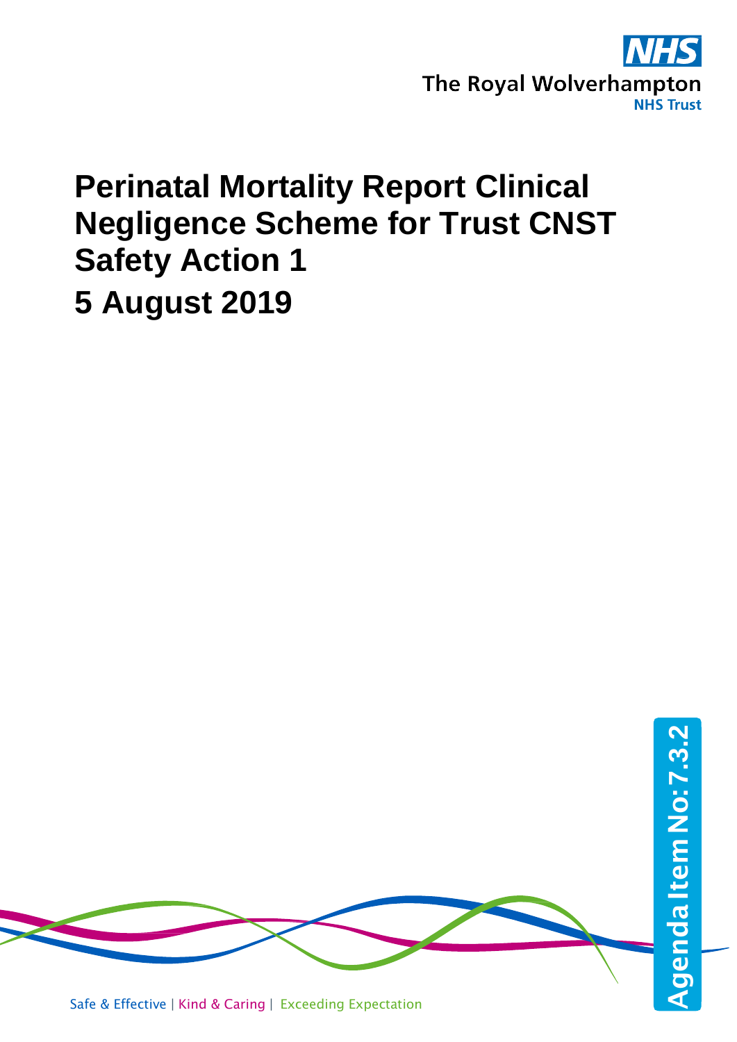The Royal Wolverhampton NHS Trust

# Perinatal Mortality Report Clinical Negligence Scheme for Trust CNST Safety Action 1

# 5 August 2019

Agenda Item No: 7.3.2

Safe & Effective | Kind & Caring | Exceeding Expectation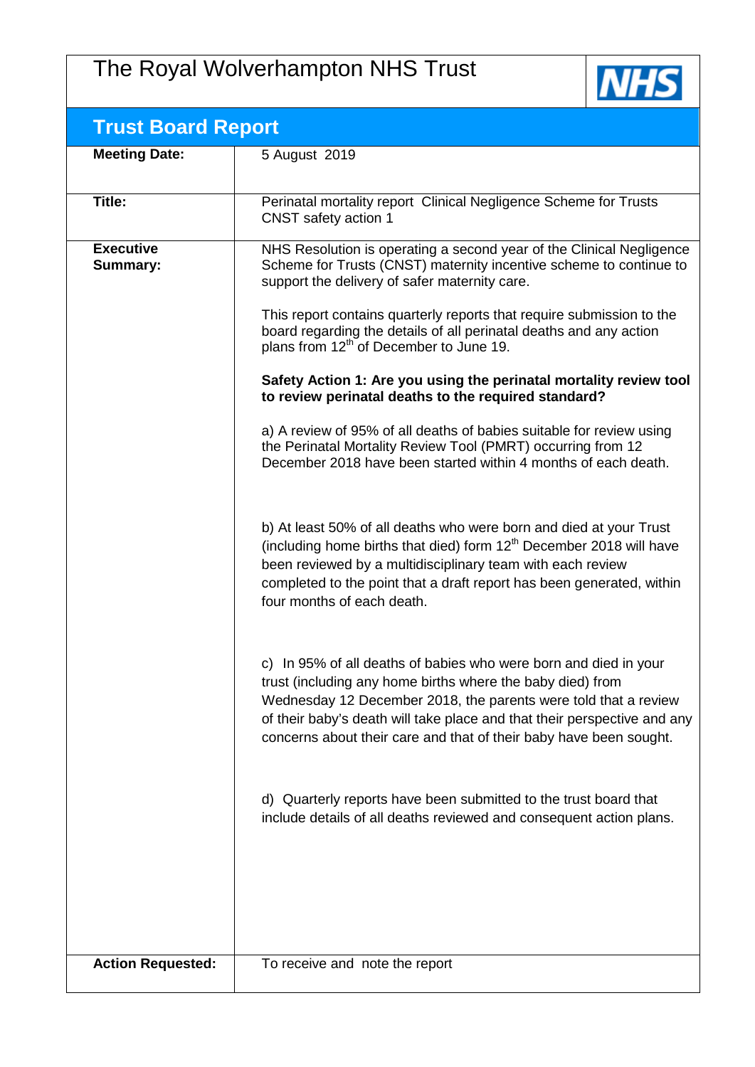# The Royal Wolverhampton NHS Trust

NHS

## Trust Board Report

| | |
|---|---|
| **Meeting Date:** | 5 August 2019 |
| **Title:** | Perinatal mortality report Clinical Negligence Scheme for Trusts CNST safety action 1 |
| **Executive Summary:** | NHS Resolution is operating a second year of the Clinical Negligence Scheme for Trusts (CNST) maternity incentive scheme to continue to support the delivery of safer maternity care.<br><br>This report contains quarterly reports that require submission to the board regarding the details of all perinatal deaths and any action plans from 12th of December to June 19.<br><br>**Safety Action 1: Are you using the perinatal mortality review tool to review perinatal deaths to the required standard?**<br><br>a) A review of 95% of all deaths of babies suitable for review using the Perinatal Mortality Review Tool (PMRT) occurring from 12 December 2018 have been started within 4 months of each death.<br><br>b) At least 50% of all deaths who were born and died at your Trust (including home births that died) form 12th December 2018 will have been reviewed by a multidisciplinary team with each review completed to the point that a draft report has been generated, within four months of each death.<br><br>c) In 95% of all deaths of babies who were born and died in your trust (including any home births where the baby died) from Wednesday 12 December 2018, the parents were told that a review of their baby's death will take place and that their perspective and any concerns about their care and that of their baby have been sought.<br><br>d) Quarterly reports have been submitted to the trust board that include details of all deaths reviewed and consequent action plans. |
| **Action Requested:** | To receive and note the report |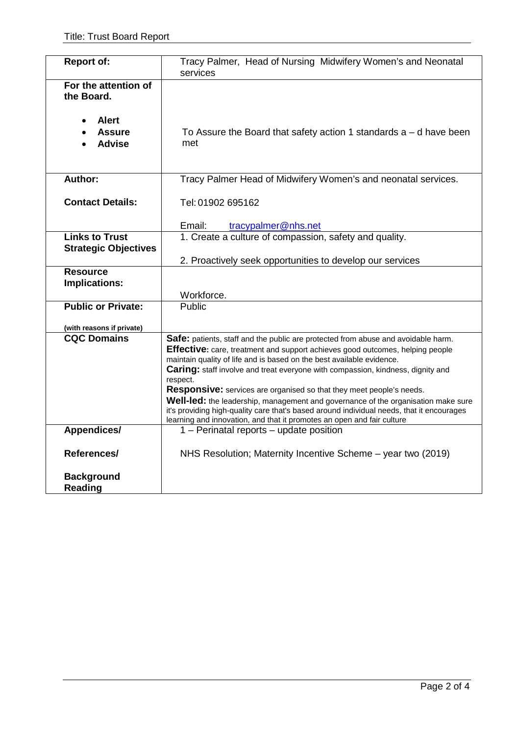Title: Trust Board Report

| **Report of:** | Tracy Palmer, Head of Nursing Midwifery Women's and Neonatal services |
|---|---|
| **For the attention of the Board.**<br><br>• **Alert**<br>• **Assure**<br>• **Advise** | To Assure the Board that safety action 1 standards a – d have been met |
| **Author:**<br><br>**Contact Details:** | Tracy Palmer Head of Midwifery Women's and neonatal services.<br><br>Tel: 01902 695162<br><br>Email: tracypalmer@nhs.net |
| **Links to Trust Strategic Objectives** | 1. Create a culture of compassion, safety and quality.<br><br>2. Proactively seek opportunities to develop our services |
| **Resource Implications:** | Workforce. |
| **Public or Private:**<br><br>**(with reasons if private)** | Public |
| **CQC Domains** | **Safe:** patients, staff and the public are protected from abuse and avoidable harm.<br>**Effective:** care, treatment and support achieves good outcomes, helping people maintain quality of life and is based on the best available evidence.<br>**Caring:** staff involve and treat everyone with compassion, kindness, dignity and respect.<br>**Responsive:** services are organised so that they meet people's needs.<br>**Well-led:** the leadership, management and governance of the organisation make sure it's providing high-quality care that's based around individual needs, that it encourages learning and innovation, and that it promotes an open and fair culture |
| **Appendices/**<br><br>**References/**<br><br>**Background Reading** | 1 – Perinatal reports – update position<br><br>NHS Resolution; Maternity Incentive Scheme – year two (2019) |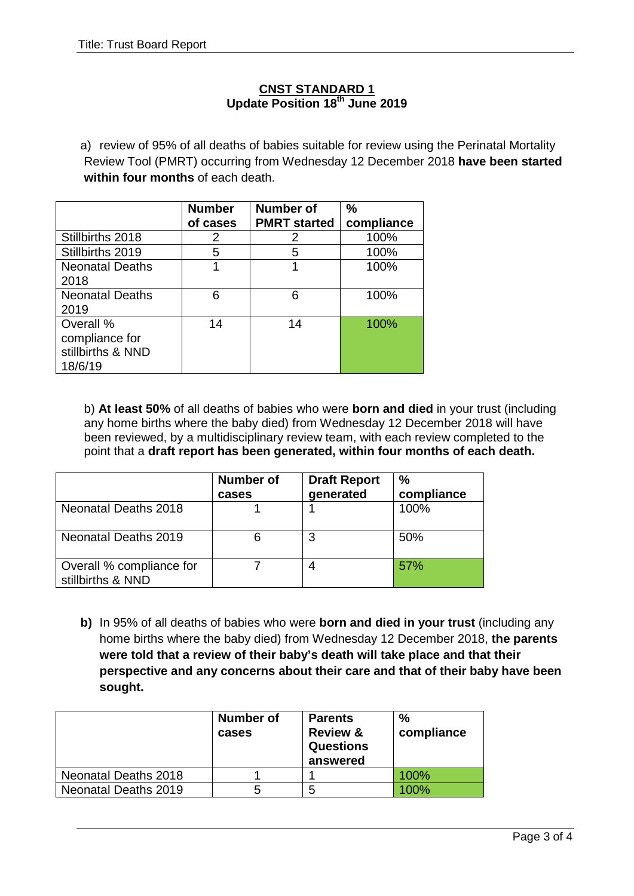## CNST STANDARD 1
### Update Position 18th June 2019

a) review of 95% of all deaths of babies suitable for review using the Perinatal Mortality Review Tool (PMRT) occurring from Wednesday 12 December 2018 **have been started within four months** of each death.

| | Number of cases | Number of PMRT started | % compliance |
|---|---|---|---|
| Stillbirths 2018 | 2 | 2 | 100% |
| Stillbirths 2019 | 5 | 5 | 100% |
| Neonatal Deaths 2018 | 1 | 1 | 100% |
| Neonatal Deaths 2019 | 6 | 6 | 100% |
| Overall % compliance for stillbirths & NND 18/6/19 | 14 | 14 | 100% |

b) **At least 50%** of all deaths of babies who were **born and died** in your trust (including any home births where the baby died) from Wednesday 12 December 2018 will have been reviewed, by a multidisciplinary review team, with each review completed to the point that a **draft report has been generated, within four months of each death.**

| | Number of cases | Draft Report generated | % compliance |
|---|---|---|---|
| Neonatal Deaths 2018 | 1 | 1 | 100% |
| Neonatal Deaths 2019 | 6 | 3 | 50% |
| Overall % compliance for stillbirths & NND | 7 | 4 | 57% |

**b)** In 95% of all deaths of babies who were **born and died in your trust** (including any home births where the baby died) from Wednesday 12 December 2018, **the parents were told that a review of their baby's death will take place and that their perspective and any concerns about their care and that of their baby have been sought.**

| | Number of cases | Parents Review & Questions answered | % compliance |
|---|---|---|---|
| Neonatal Deaths 2018 | 1 | 1 | 100% |
| Neonatal Deaths 2019 | 5 | 5 | 100% |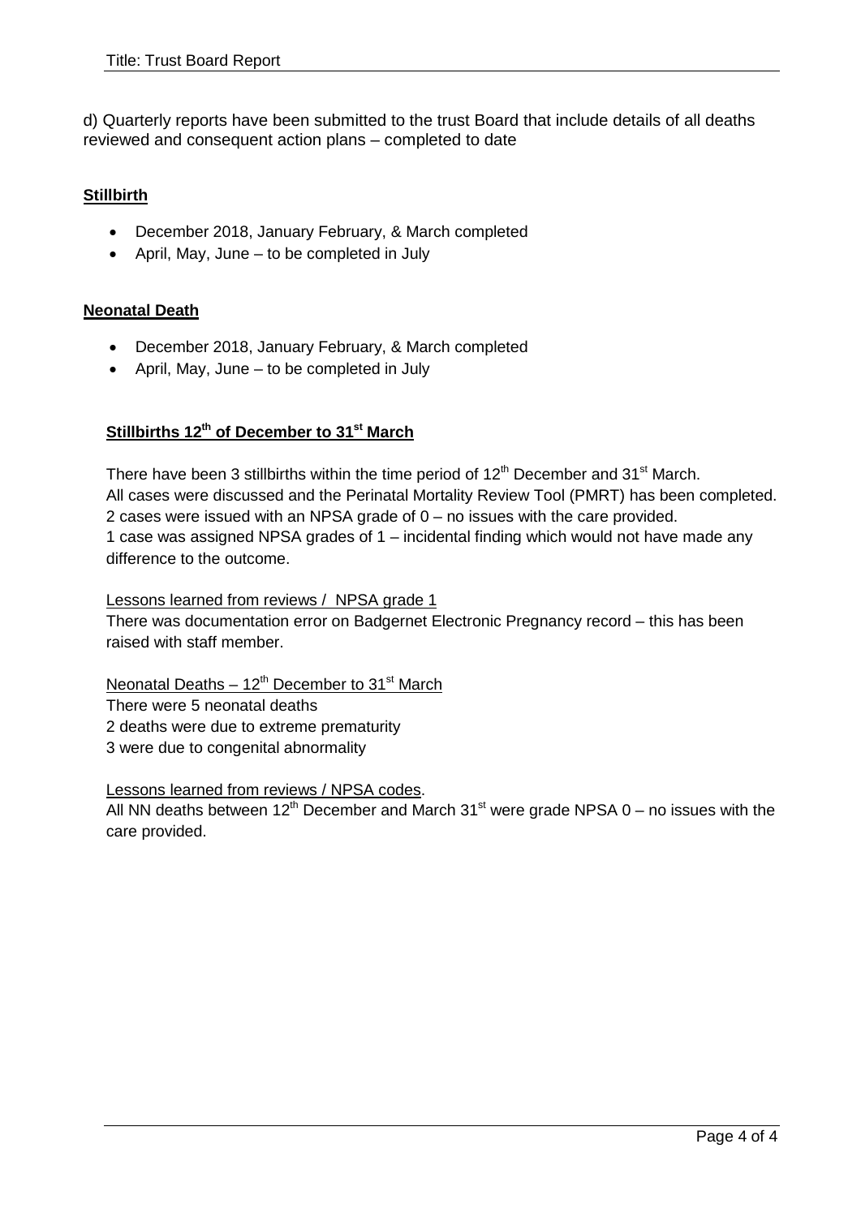d) Quarterly reports have been submitted to the trust Board that include details of all deaths reviewed and consequent action plans – completed to date

**Stillbirth**

- December 2018, January February, & March completed
- April, May, June – to be completed in July

**Neonatal Death**

- December 2018, January February, & March completed
- April, May, June – to be completed in July

**Stillbirths 12th of December to 31st March**

There have been 3 stillbirths within the time period of 12th December and 31st March.
All cases were discussed and the Perinatal Mortality Review Tool (PMRT) has been completed.
2 cases were issued with an NPSA grade of 0 – no issues with the care provided.
1 case was assigned NPSA grades of 1 – incidental finding which would not have made any difference to the outcome.

Lessons learned from reviews / NPSA grade 1
There was documentation error on Badgernet Electronic Pregnancy record – this has been raised with staff member.

Neonatal Deaths – 12th December to 31st March
There were 5 neonatal deaths
2 deaths were due to extreme prematurity
3 were due to congenital abnormality

Lessons learned from reviews / NPSA codes.
All NN deaths between 12th December and March 31st were grade NPSA 0 – no issues with the care provided.